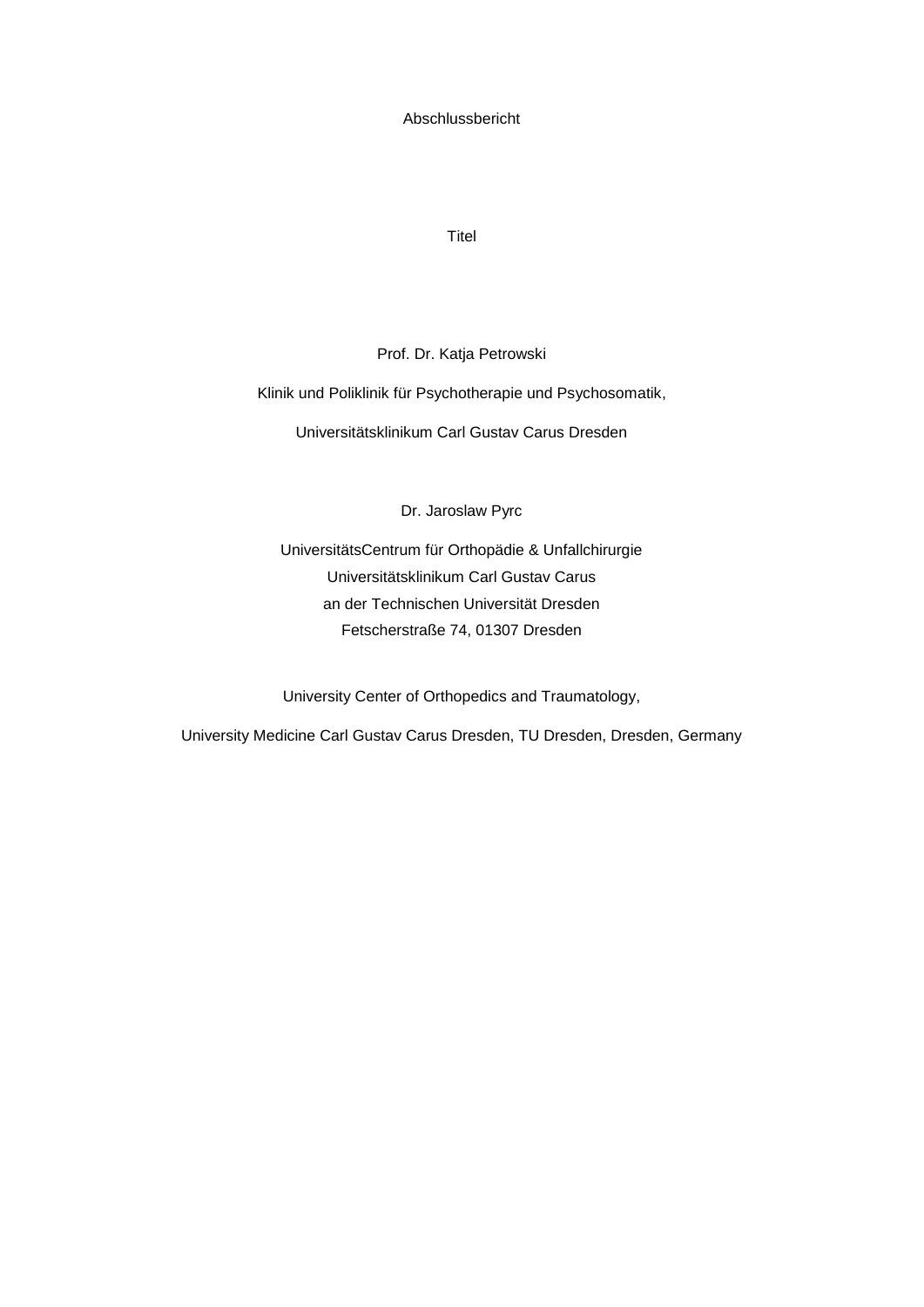Abschlussbericht

Titel

Prof. Dr. Katja Petrowski

Klinik und Poliklinik für Psychotherapie und Psychosomatik,

Universitätsklinikum Carl Gustav Carus Dresden

Dr. Jaroslaw Pyrc

UniversitätsCentrum für Orthopädie & Unfallchirurgie  
Universitätsklinikum Carl Gustav Carus  
an der Technischen Universität Dresden  
Fetscherstraße 74, 01307 Dresden

University Center of Orthopedics and Traumatology,

University Medicine Carl Gustav Carus Dresden, TU Dresden, Dresden, Germany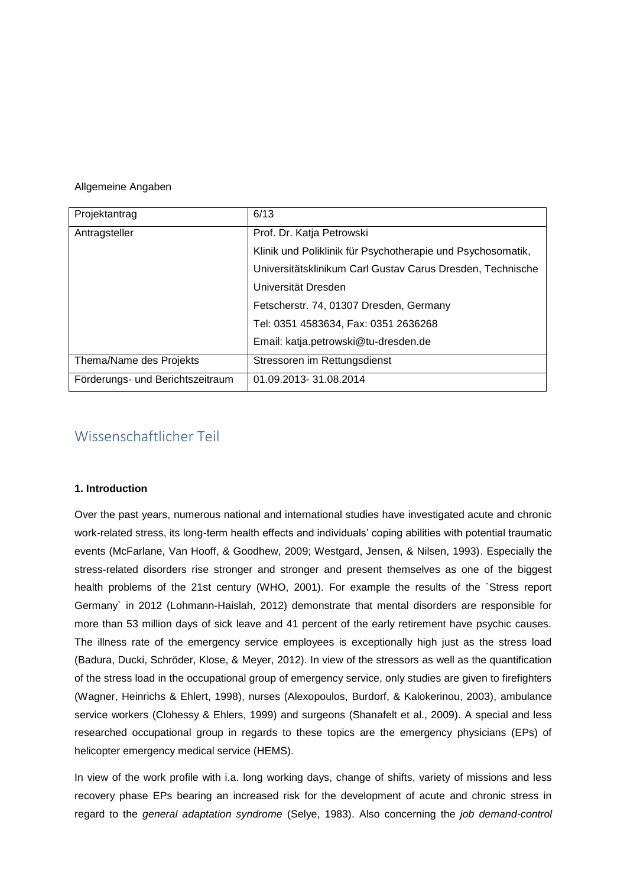Allgemeine Angaben

| Projektantrag | 6/13 |
|---|---|
| Antragsteller | Prof. Dr. Katja Petrowski<br>Klinik und Poliklinik für Psychotherapie und Psychosomatik, Universitätsklinikum Carl Gustav Carus Dresden, Technische Universität Dresden<br>Fetscherstr. 74, 01307 Dresden, Germany<br>Tel: 0351 4583634, Fax: 0351 2636268<br>Email: katja.petrowski@tu-dresden.de |
| Thema/Name des Projekts | Stressoren im Rettungsdienst |
| Förderungs- und Berichtszeitraum | 01.09.2013- 31.08.2014 |

## Wissenschaftlicher Teil

### 1. Introduction

Over the past years, numerous national and international studies have investigated acute and chronic work-related stress, its long-term health effects and individuals' coping abilities with potential traumatic events (McFarlane, Van Hooff, & Goodhew, 2009; Westgard, Jensen, & Nilsen, 1993). Especially the stress-related disorders rise stronger and stronger and present themselves as one of the biggest health problems of the 21st century (WHO, 2001). For example the results of the `Stress report Germany` in 2012 (Lohmann-Haislah, 2012) demonstrate that mental disorders are responsible for more than 53 million days of sick leave and 41 percent of the early retirement have psychic causes. The illness rate of the emergency service employees is exceptionally high just as the stress load (Badura, Ducki, Schröder, Klose, & Meyer, 2012). In view of the stressors as well as the quantification of the stress load in the occupational group of emergency service, only studies are given to firefighters (Wagner, Heinrichs & Ehlert, 1998), nurses (Alexopoulos, Burdorf, & Kalokerinou, 2003), ambulance service workers (Clohessy & Ehlers, 1999) and surgeons (Shanafelt et al., 2009). A special and less researched occupational group in regards to these topics are the emergency physicians (EPs) of helicopter emergency medical service (HEMS).

In view of the work profile with i.a. long working days, change of shifts, variety of missions and less recovery phase EPs bearing an increased risk for the development of acute and chronic stress in regard to the *general adaptation syndrome* (Selye, 1983). Also concerning the *job demand-control*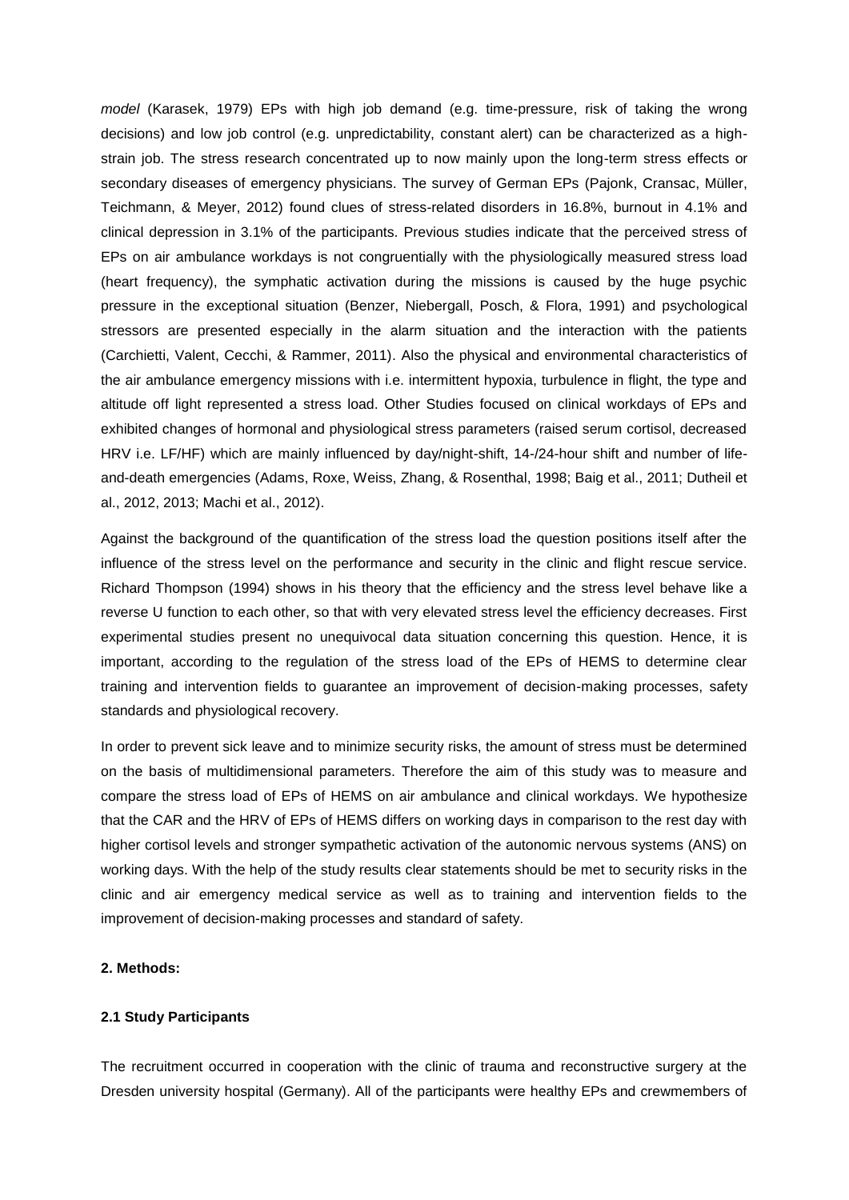*model* (Karasek, 1979) EPs with high job demand (e.g. time-pressure, risk of taking the wrong decisions) and low job control (e.g. unpredictability, constant alert) can be characterized as a high-strain job. The stress research concentrated up to now mainly upon the long-term stress effects or secondary diseases of emergency physicians. The survey of German EPs (Pajonk, Cransac, Müller, Teichmann, & Meyer, 2012) found clues of stress-related disorders in 16.8%, burnout in 4.1% and clinical depression in 3.1% of the participants. Previous studies indicate that the perceived stress of EPs on air ambulance workdays is not congruentially with the physiologically measured stress load (heart frequency), the symphatic activation during the missions is caused by the huge psychic pressure in the exceptional situation (Benzer, Niebergall, Posch, & Flora, 1991) and psychological stressors are presented especially in the alarm situation and the interaction with the patients (Carchietti, Valent, Cecchi, & Rammer, 2011). Also the physical and environmental characteristics of the air ambulance emergency missions with i.e. intermittent hypoxia, turbulence in flight, the type and altitude off light represented a stress load. Other Studies focused on clinical workdays of EPs and exhibited changes of hormonal and physiological stress parameters (raised serum cortisol, decreased HRV i.e. LF/HF) which are mainly influenced by day/night-shift, 14-/24-hour shift and number of life-and-death emergencies (Adams, Roxe, Weiss, Zhang, & Rosenthal, 1998; Baig et al., 2011; Dutheil et al., 2012, 2013; Machi et al., 2012).

Against the background of the quantification of the stress load the question positions itself after the influence of the stress level on the performance and security in the clinic and flight rescue service. Richard Thompson (1994) shows in his theory that the efficiency and the stress level behave like a reverse U function to each other, so that with very elevated stress level the efficiency decreases. First experimental studies present no unequivocal data situation concerning this question. Hence, it is important, according to the regulation of the stress load of the EPs of HEMS to determine clear training and intervention fields to guarantee an improvement of decision-making processes, safety standards and physiological recovery.

In order to prevent sick leave and to minimize security risks, the amount of stress must be determined on the basis of multidimensional parameters. Therefore the aim of this study was to measure and compare the stress load of EPs of HEMS on air ambulance and clinical workdays. We hypothesize that the CAR and the HRV of EPs of HEMS differs on working days in comparison to the rest day with higher cortisol levels and stronger sympathetic activation of the autonomic nervous systems (ANS) on working days. With the help of the study results clear statements should be met to security risks in the clinic and air emergency medical service as well as to training and intervention fields to the improvement of decision-making processes and standard of safety.

## 2. Methods:

### 2.1 Study Participants

The recruitment occurred in cooperation with the clinic of trauma and reconstructive surgery at the Dresden university hospital (Germany). All of the participants were healthy EPs and crewmembers of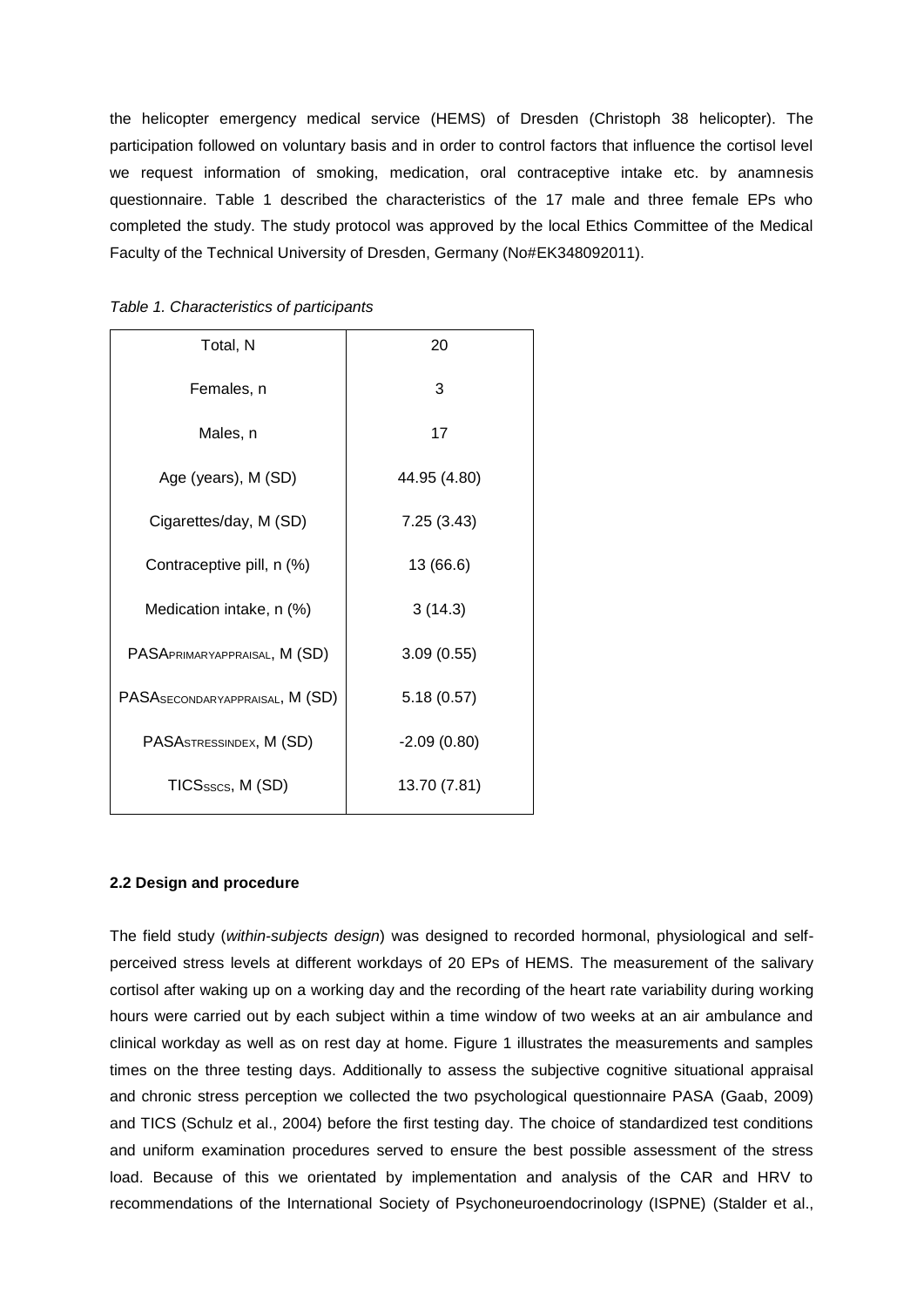the helicopter emergency medical service (HEMS) of Dresden (Christoph 38 helicopter). The participation followed on voluntary basis and in order to control factors that influence the cortisol level we request information of smoking, medication, oral contraceptive intake etc. by anamnesis questionnaire. Table 1 described the characteristics of the 17 male and three female EPs who completed the study. The study protocol was approved by the local Ethics Committee of the Medical Faculty of the Technical University of Dresden, Germany (No#EK348092011).

*Table 1. Characteristics of participants*

| Total, N | 20 |
|---|---|
| Females, n | 3 |
| Males, n | 17 |
| Age (years), M (SD) | 44.95 (4.80) |
| Cigarettes/day, M (SD) | 7.25 (3.43) |
| Contraceptive pill, n (%) | 13 (66.6) |
| Medication intake, n (%) | 3 (14.3) |
| $PASA_{PRIMARYAPPRAISAL}$, M (SD) | 3.09 (0.55) |
| $PASA_{SECONDARYAPPRAISAL}$, M (SD) | 5.18 (0.57) |
| $PASA_{STRESSINDEX}$, M (SD) | -2.09 (0.80) |
| $TICS_{SSCS}$, M (SD) | 13.70 (7.81) |

**2.2 Design and procedure**

The field study (*within-subjects design*) was designed to recorded hormonal, physiological and self-perceived stress levels at different workdays of 20 EPs of HEMS. The measurement of the salivary cortisol after waking up on a working day and the recording of the heart rate variability during working hours were carried out by each subject within a time window of two weeks at an air ambulance and clinical workday as well as on rest day at home. Figure 1 illustrates the measurements and samples times on the three testing days. Additionally to assess the subjective cognitive situational appraisal and chronic stress perception we collected the two psychological questionnaire PASA (Gaab, 2009) and TICS (Schulz et al., 2004) before the first testing day. The choice of standardized test conditions and uniform examination procedures served to ensure the best possible assessment of the stress load. Because of this we orientated by implementation and analysis of the CAR and HRV to recommendations of the International Society of Psychoneuroendocrinology (ISPNE) (Stalder et al.,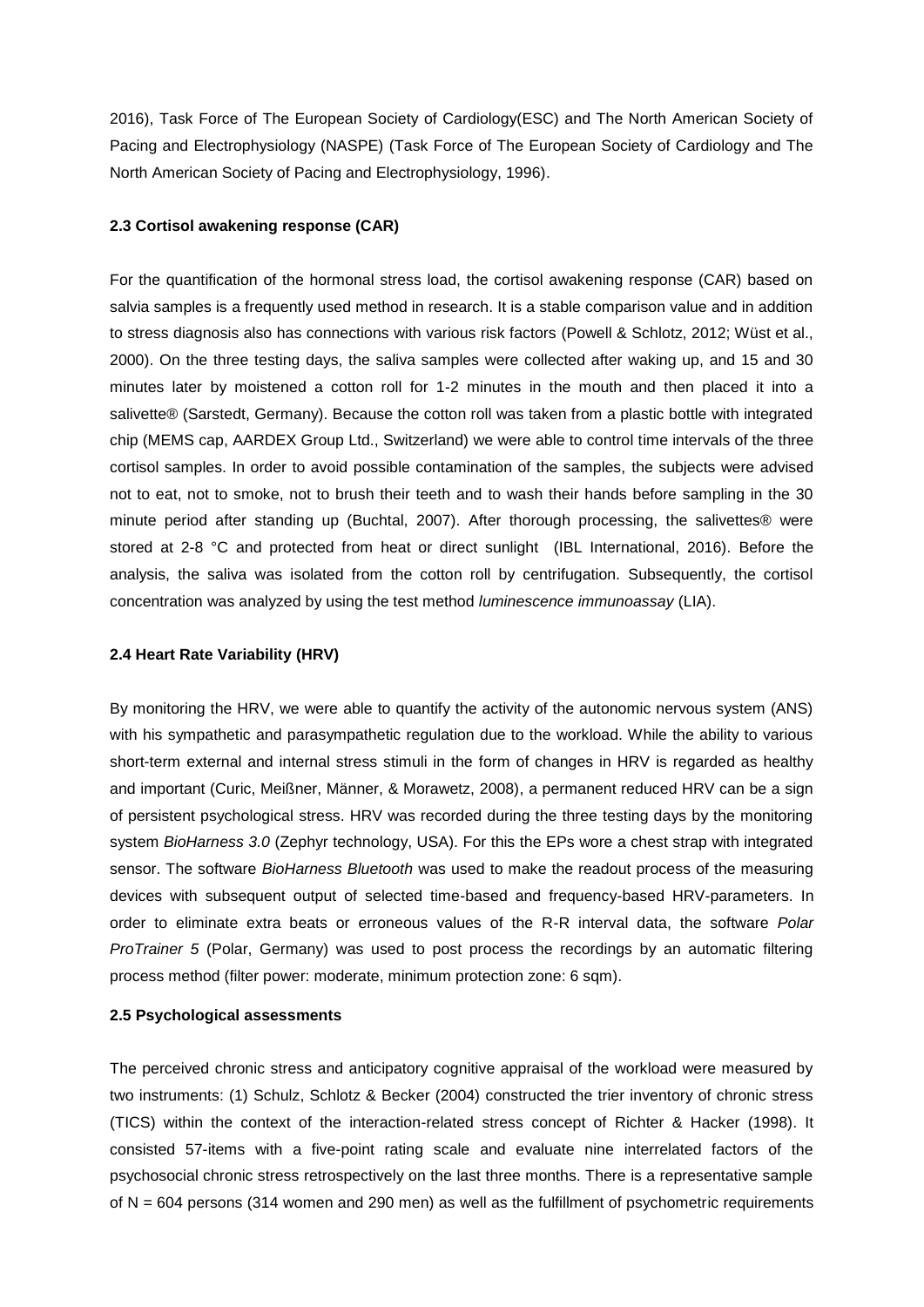2016), Task Force of The European Society of Cardiology(ESC) and The North American Society of Pacing and Electrophysiology (NASPE) (Task Force of The European Society of Cardiology and The North American Society of Pacing and Electrophysiology, 1996).

### 2.3 Cortisol awakening response (CAR)

For the quantification of the hormonal stress load, the cortisol awakening response (CAR) based on salvia samples is a frequently used method in research. It is a stable comparison value and in addition to stress diagnosis also has connections with various risk factors (Powell & Schlotz, 2012; Wüst et al., 2000). On the three testing days, the saliva samples were collected after waking up, and 15 and 30 minutes later by moistened a cotton roll for 1-2 minutes in the mouth and then placed it into a salivette® (Sarstedt, Germany). Because the cotton roll was taken from a plastic bottle with integrated chip (MEMS cap, AARDEX Group Ltd., Switzerland) we were able to control time intervals of the three cortisol samples. In order to avoid possible contamination of the samples, the subjects were advised not to eat, not to smoke, not to brush their teeth and to wash their hands before sampling in the 30 minute period after standing up (Buchtal, 2007). After thorough processing, the salivettes® were stored at 2-8 °C and protected from heat or direct sunlight (IBL International, 2016). Before the analysis, the saliva was isolated from the cotton roll by centrifugation. Subsequently, the cortisol concentration was analyzed by using the test method *luminescence immunoassay* (LIA).

### 2.4 Heart Rate Variability (HRV)

By monitoring the HRV, we were able to quantify the activity of the autonomic nervous system (ANS) with his sympathetic and parasympathetic regulation due to the workload. While the ability to various short-term external and internal stress stimuli in the form of changes in HRV is regarded as healthy and important (Curic, Meißner, Männer, & Morawetz, 2008), a permanent reduced HRV can be a sign of persistent psychological stress. HRV was recorded during the three testing days by the monitoring system *BioHarness 3.0* (Zephyr technology, USA). For this the EPs wore a chest strap with integrated sensor. The software *BioHarness Bluetooth* was used to make the readout process of the measuring devices with subsequent output of selected time-based and frequency-based HRV-parameters. In order to eliminate extra beats or erroneous values of the R-R interval data, the software *Polar ProTrainer 5* (Polar, Germany) was used to post process the recordings by an automatic filtering process method (filter power: moderate, minimum protection zone: 6 sqm).

### 2.5 Psychological assessments

The perceived chronic stress and anticipatory cognitive appraisal of the workload were measured by two instruments: (1) Schulz, Schlotz & Becker (2004) constructed the trier inventory of chronic stress (TICS) within the context of the interaction-related stress concept of Richter & Hacker (1998). It consisted 57-items with a five-point rating scale and evaluate nine interrelated factors of the psychosocial chronic stress retrospectively on the last three months. There is a representative sample of N = 604 persons (314 women and 290 men) as well as the fulfillment of psychometric requirements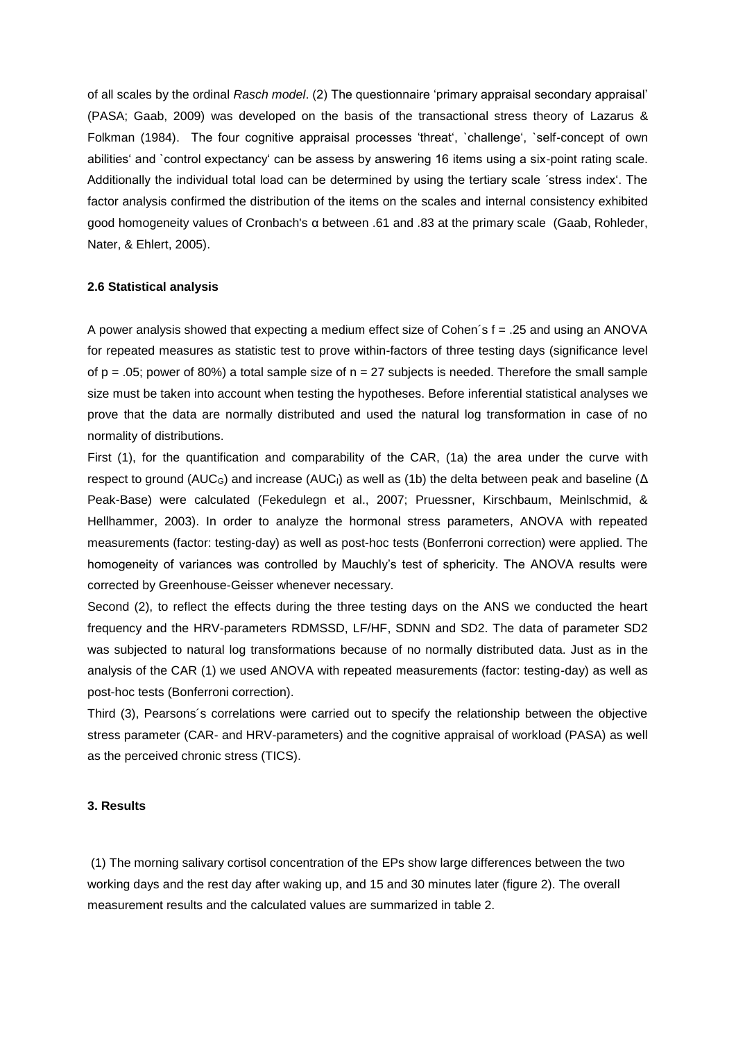of all scales by the ordinal *Rasch model*. (2) The questionnaire 'primary appraisal secondary appraisal' (PASA; Gaab, 2009) was developed on the basis of the transactional stress theory of Lazarus & Folkman (1984). The four cognitive appraisal processes 'threat', `challenge', `self-concept of own abilities' and `control expectancy' can be assess by answering 16 items using a six-point rating scale. Additionally the individual total load can be determined by using the tertiary scale ´stress index'. The factor analysis confirmed the distribution of the items on the scales and internal consistency exhibited good homogeneity values of Cronbach's α between .61 and .83 at the primary scale (Gaab, Rohleder, Nater, & Ehlert, 2005).

### 2.6 Statistical analysis

A power analysis showed that expecting a medium effect size of Cohen´s f = .25 and using an ANOVA for repeated measures as statistic test to prove within-factors of three testing days (significance level of $p = .05$; power of 80%) a total sample size of $n = 27$ subjects is needed. Therefore the small sample size must be taken into account when testing the hypotheses. Before inferential statistical analyses we prove that the data are normally distributed and used the natural log transformation in case of no normality of distributions.

First (1), for the quantification and comparability of the CAR, (1a) the area under the curve with respect to ground ($AUC_G$) and increase ($AUC_I$) as well as (1b) the delta between peak and baseline (Δ Peak-Base) were calculated (Fekedulegn et al., 2007; Pruessner, Kirschbaum, Meinlschmid, & Hellhammer, 2003). In order to analyze the hormonal stress parameters, ANOVA with repeated measurements (factor: testing-day) as well as post-hoc tests (Bonferroni correction) were applied. The homogeneity of variances was controlled by Mauchly's test of sphericity. The ANOVA results were corrected by Greenhouse-Geisser whenever necessary.

Second (2), to reflect the effects during the three testing days on the ANS we conducted the heart frequency and the HRV-parameters RDMSSD, LF/HF, SDNN and SD2. The data of parameter SD2 was subjected to natural log transformations because of no normally distributed data. Just as in the analysis of the CAR (1) we used ANOVA with repeated measurements (factor: testing-day) as well as post-hoc tests (Bonferroni correction).

Third (3), Pearsons´s correlations were carried out to specify the relationship between the objective stress parameter (CAR- and HRV-parameters) and the cognitive appraisal of workload (PASA) as well as the perceived chronic stress (TICS).

### 3. Results

(1) The morning salivary cortisol concentration of the EPs show large differences between the two working days and the rest day after waking up, and 15 and 30 minutes later (figure 2). The overall measurement results and the calculated values are summarized in table 2.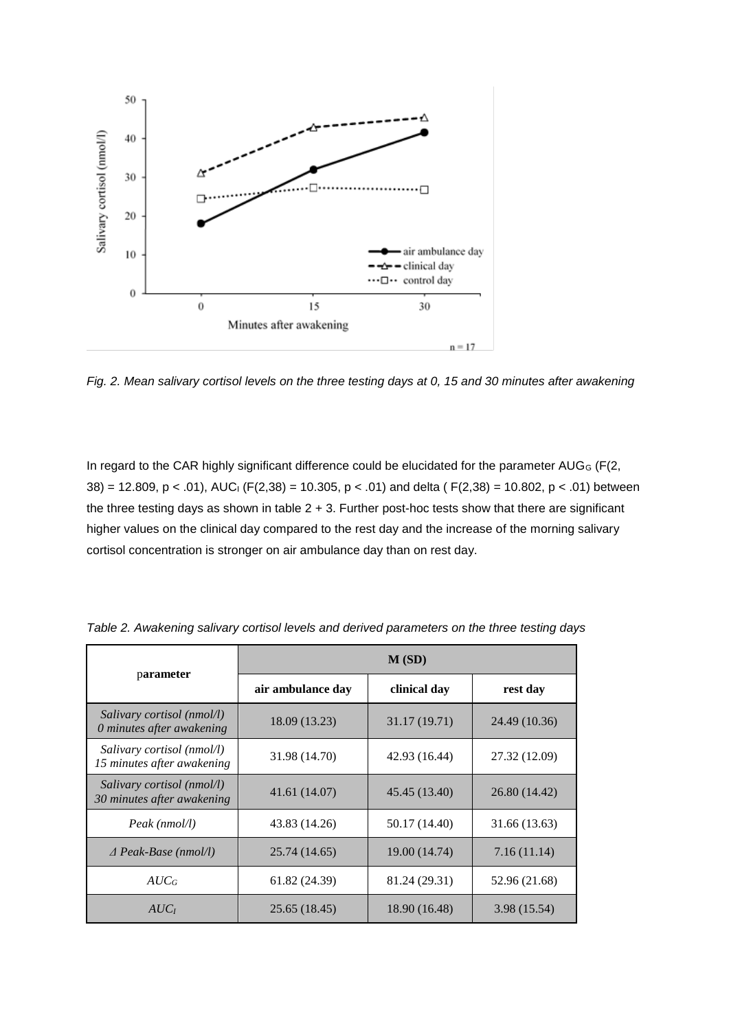*Fig. 2. Mean salivary cortisol levels on the three testing days at 0, 15 and 30 minutes after awakening*

In regard to the CAR highly significant difference could be elucidated for the parameter $AUG_G$ ($F(2, 38) = 12.809$, $p < .01$), $AUC_I$ ($F(2,38) = 10.305$, $p < .01$) and delta ( $F(2,38) = 10.802$, $p < .01$) between the three testing days as shown in table 2 + 3. Further post-hoc tests show that there are significant higher values on the clinical day compared to the rest day and the increase of the morning salivary cortisol concentration is stronger on air ambulance day than on rest day.

*Table 2. Awakening salivary cortisol levels and derived parameters on the three testing days*

| parameter | M (SD) | | |
|---|---|---|---|
| | **air ambulance day** | **clinical day** | **rest day** |
| *Salivary cortisol (nmol/l) 0 minutes after awakening* | 18.09 (13.23) | 31.17 (19.71) | 24.49 (10.36) |
| *Salivary cortisol (nmol/l) 15 minutes after awakening* | 31.98 (14.70) | 42.93 (16.44) | 27.32 (12.09) |
| *Salivary cortisol (nmol/l) 30 minutes after awakening* | 41.61 (14.07) | 45.45 (13.40) | 26.80 (14.42) |
| *Peak (nmol/l)* | 43.83 (14.26) | 50.17 (14.40) | 31.66 (13.63) |
| *Δ Peak-Base (nmol/l)* | 25.74 (14.65) | 19.00 (14.74) | 7.16 (11.14) |
| $AUC_G$ | 61.82 (24.39) | 81.24 (29.31) | 52.96 (21.68) |
| $AUC_I$ | 25.65 (18.45) | 18.90 (16.48) | 3.98 (15.54) |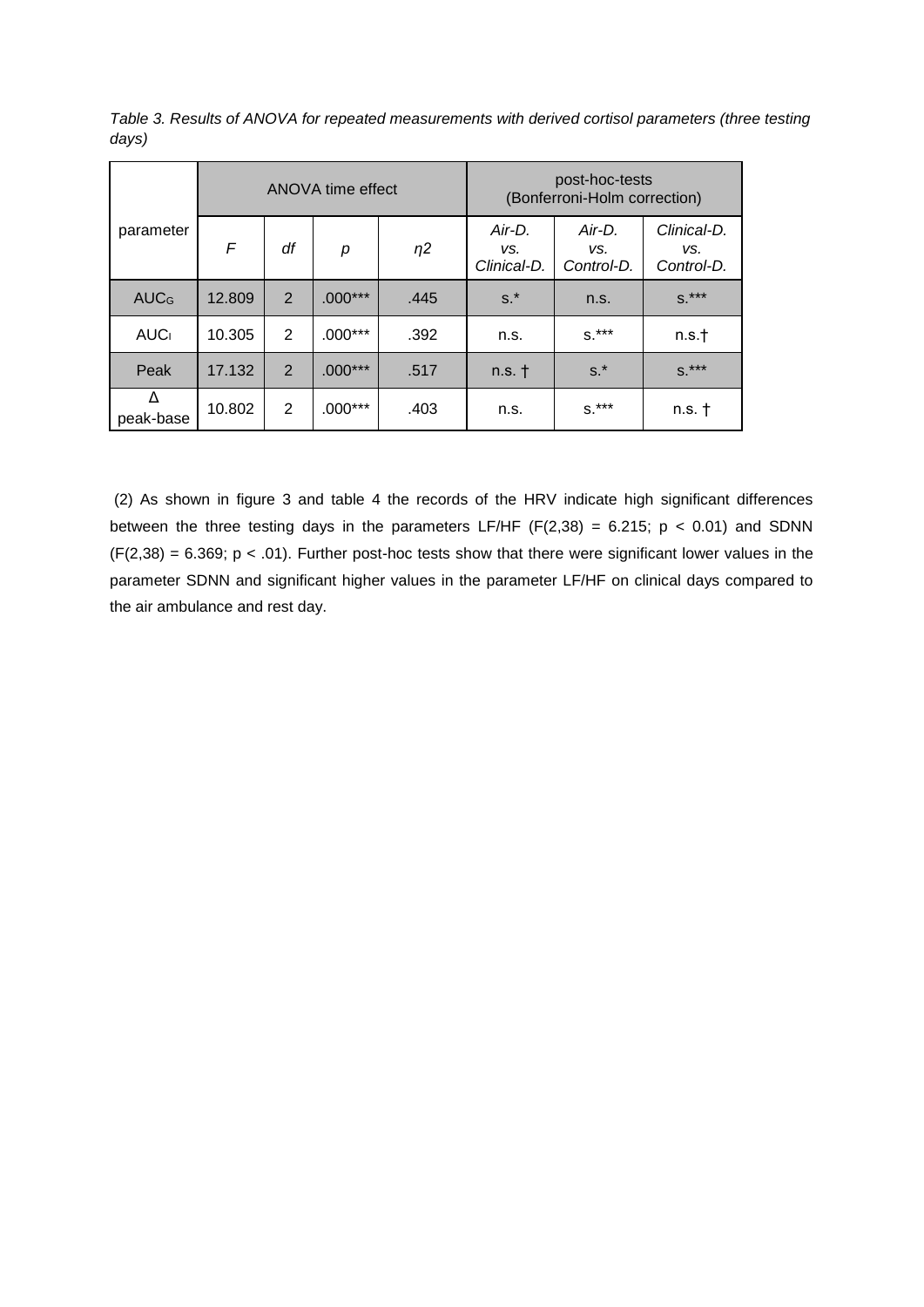*Table 3. Results of ANOVA for repeated measurements with derived cortisol parameters (three testing days)*

| parameter | ANOVA time effect | | | | post-hoc-tests (Bonferroni-Holm correction) | | |
|---|---|---|---|---|---|---|---|
| | *F* | *df* | *p* | *η2* | *Air-D. vs. Clinical-D.* | *Air-D. vs. Control-D.* | *Clinical-D. vs. Control-D.* |
| $AUC_G$ | 12.809 | 2 | .000*** | .445 | s.* | n.s. | s.*** |
| $AUC_I$ | 10.305 | 2 | .000*** | .392 | n.s. | s.*** | n.s.† |
| Peak | 17.132 | 2 | .000*** | .517 | n.s. † | s.* | s.*** |
| Δ peak-base | 10.802 | 2 | .000*** | .403 | n.s. | s.*** | n.s. † |

(2) As shown in figure 3 and table 4 the records of the HRV indicate high significant differences between the three testing days in the parameters LF/HF ($F(2,38) = 6.215$; $p < 0.01$) and SDNN ($F(2,38) = 6.369$; $p < .01$). Further post-hoc tests show that there were significant lower values in the parameter SDNN and significant higher values in the parameter LF/HF on clinical days compared to the air ambulance and rest day.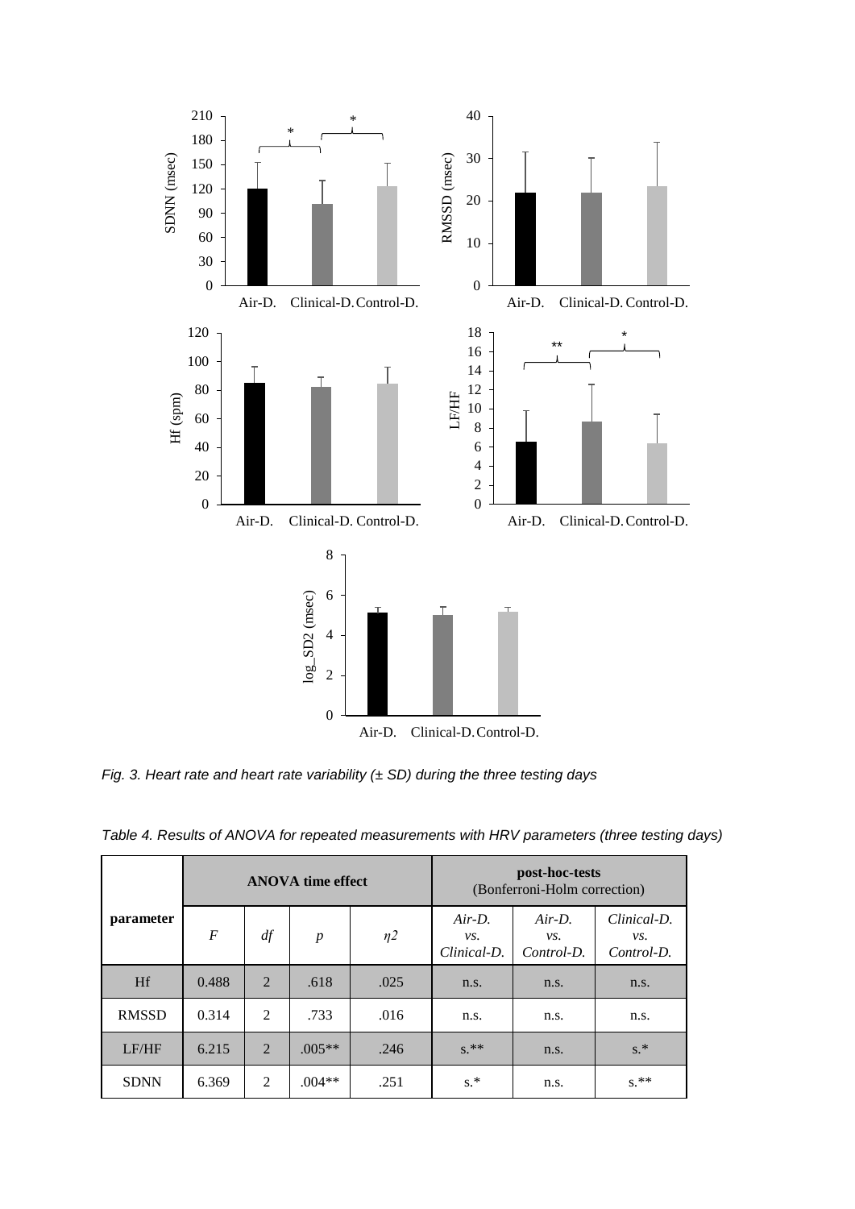*Fig. 3. Heart rate and heart rate variability (± SD) during the three testing days*

*Table 4. Results of ANOVA for repeated measurements with HRV parameters (three testing days)*

| parameter | ANOVA time effect | | | | post-hoc-tests (Bonferroni-Holm correction) | | |
|---|---|---|---|---|---|---|---|
| | *F* | *df* | *p* | *η2* | *Air-D. vs. Clinical-D.* | *Air-D. vs. Control-D.* | *Clinical-D. vs. Control-D.* |
| Hf | 0.488 | 2 | .618 | .025 | n.s. | n.s. | n.s. |
| RMSSD | 0.314 | 2 | .733 | .016 | n.s. | n.s. | n.s. |
| LF/HF | 6.215 | 2 | .005** | .246 | s.** | n.s. | s.* |
| SDNN | 6.369 | 2 | .004** | .251 | s.* | n.s. | s.** |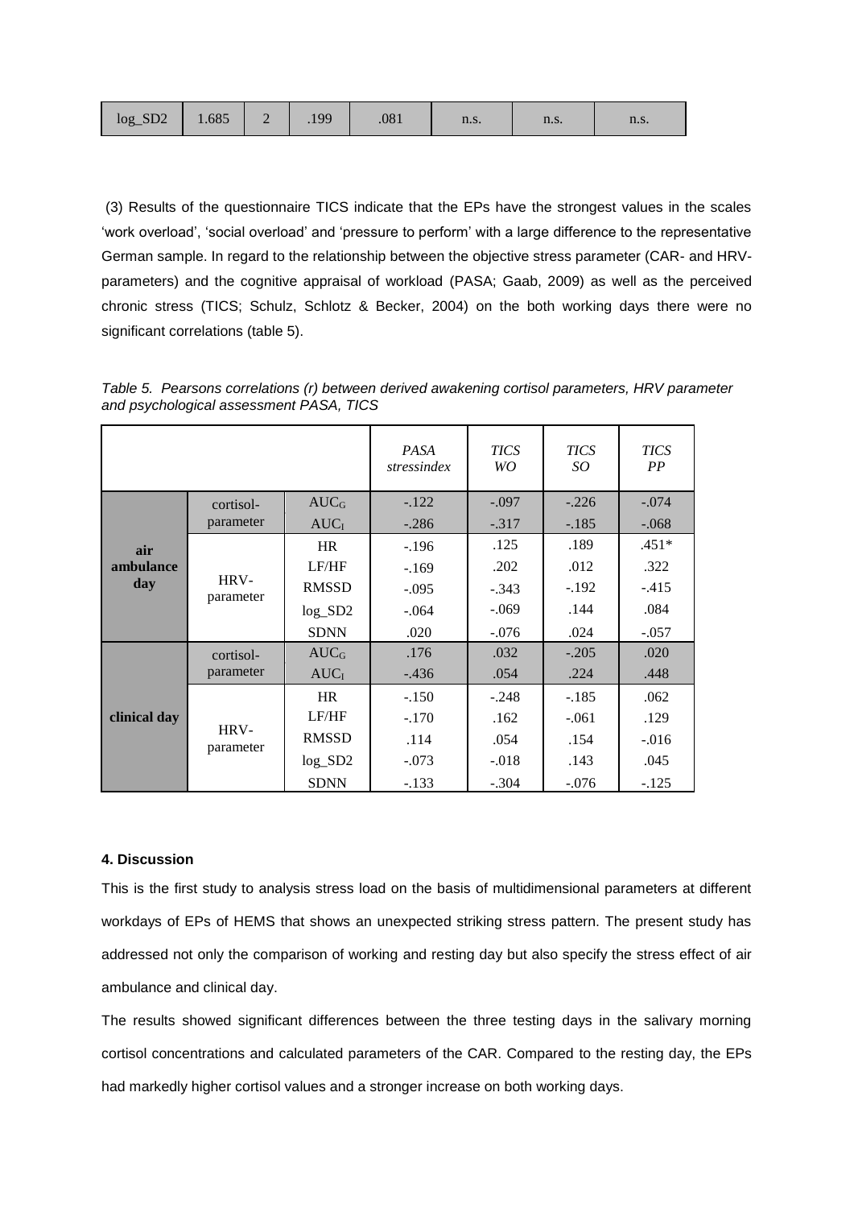| log_SD2 | 1.685 | 2 | .199 | .081 | n.s. | n.s. | n.s. |
|---|---|---|---|---|---|---|---|

(3) Results of the questionnaire TICS indicate that the EPs have the strongest values in the scales 'work overload', 'social overload' and 'pressure to perform' with a large difference to the representative German sample. In regard to the relationship between the objective stress parameter (CAR- and HRV-parameters) and the cognitive appraisal of workload (PASA; Gaab, 2009) as well as the perceived chronic stress (TICS; Schulz, Schlotz & Becker, 2004) on the both working days there were no significant correlations (table 5).

*Table 5. Pearsons correlations (r) between derived awakening cortisol parameters, HRV parameter and psychological assessment PASA, TICS*

| | | | *PASA stressindex* | *TICS WO* | *TICS SO* | *TICS PP* |
|---|---|---|---|---|---|---|
| **air ambulance day** | cortisol-parameter | $AUC_G$ | -.122 | -.097 | -.226 | -.074 |
| | | $AUC_I$ | -.286 | -.317 | -.185 | -.068 |
| | HRV-parameter | HR | -.196 | .125 | .189 | .451* |
| | | LF/HF | -.169 | .202 | .012 | .322 |
| | | RMSSD | -.095 | -.343 | -.192 | -.415 |
| | | log_SD2 | -.064 | -.069 | .144 | .084 |
| | | SDNN | .020 | -.076 | .024 | -.057 |
| **clinical day** | cortisol-parameter | $AUC_G$ | .176 | .032 | -.205 | .020 |
| | | $AUC_I$ | -.436 | .054 | .224 | .448 |
| | HRV-parameter | HR | -.150 | -.248 | -.185 | .062 |
| | | LF/HF | -.170 | .162 | -.061 | .129 |
| | | RMSSD | .114 | .054 | .154 | -.016 |
| | | log_SD2 | -.073 | -.018 | .143 | .045 |
| | | SDNN | -.133 | -.304 | -.076 | -.125 |

#### 4. Discussion

This is the first study to analysis stress load on the basis of multidimensional parameters at different workdays of EPs of HEMS that shows an unexpected striking stress pattern. The present study has addressed not only the comparison of working and resting day but also specify the stress effect of air ambulance and clinical day.

The results showed significant differences between the three testing days in the salivary morning cortisol concentrations and calculated parameters of the CAR. Compared to the resting day, the EPs had markedly higher cortisol values and a stronger increase on both working days.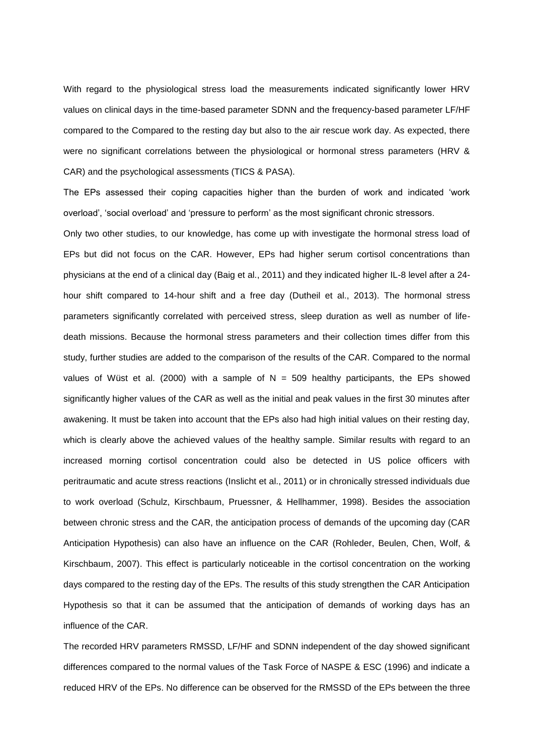With regard to the physiological stress load the measurements indicated significantly lower HRV values on clinical days in the time-based parameter SDNN and the frequency-based parameter LF/HF compared to the Compared to the resting day but also to the air rescue work day. As expected, there were no significant correlations between the physiological or hormonal stress parameters (HRV & CAR) and the psychological assessments (TICS & PASA).

The EPs assessed their coping capacities higher than the burden of work and indicated 'work overload', 'social overload' and 'pressure to perform' as the most significant chronic stressors.

Only two other studies, to our knowledge, has come up with investigate the hormonal stress load of EPs but did not focus on the CAR. However, EPs had higher serum cortisol concentrations than physicians at the end of a clinical day (Baig et al., 2011) and they indicated higher IL-8 level after a 24-hour shift compared to 14-hour shift and a free day (Dutheil et al., 2013). The hormonal stress parameters significantly correlated with perceived stress, sleep duration as well as number of life-death missions. Because the hormonal stress parameters and their collection times differ from this study, further studies are added to the comparison of the results of the CAR. Compared to the normal values of Wüst et al. (2000) with a sample of N = 509 healthy participants, the EPs showed significantly higher values of the CAR as well as the initial and peak values in the first 30 minutes after awakening. It must be taken into account that the EPs also had high initial values on their resting day, which is clearly above the achieved values of the healthy sample. Similar results with regard to an increased morning cortisol concentration could also be detected in US police officers with peritraumatic and acute stress reactions (Inslicht et al., 2011) or in chronically stressed individuals due to work overload (Schulz, Kirschbaum, Pruessner, & Hellhammer, 1998). Besides the association between chronic stress and the CAR, the anticipation process of demands of the upcoming day (CAR Anticipation Hypothesis) can also have an influence on the CAR (Rohleder, Beulen, Chen, Wolf, & Kirschbaum, 2007). This effect is particularly noticeable in the cortisol concentration on the working days compared to the resting day of the EPs. The results of this study strengthen the CAR Anticipation Hypothesis so that it can be assumed that the anticipation of demands of working days has an influence of the CAR.

The recorded HRV parameters RMSSD, LF/HF and SDNN independent of the day showed significant differences compared to the normal values of the Task Force of NASPE & ESC (1996) and indicate a reduced HRV of the EPs. No difference can be observed for the RMSSD of the EPs between the three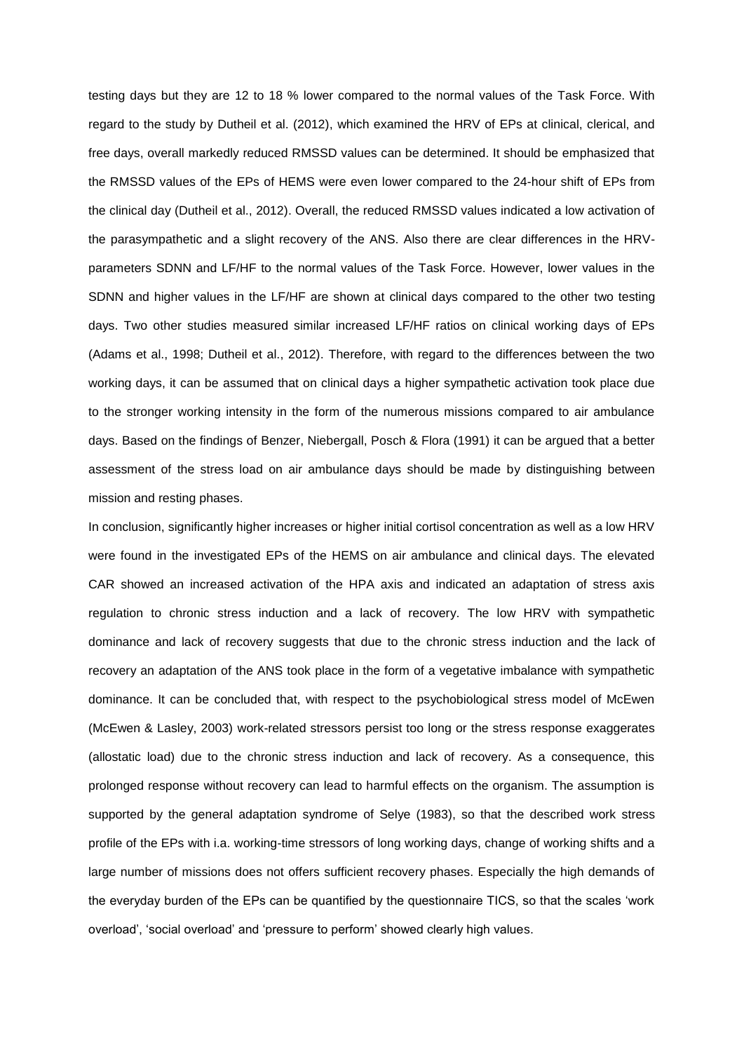testing days but they are 12 to 18 % lower compared to the normal values of the Task Force. With regard to the study by Dutheil et al. (2012), which examined the HRV of EPs at clinical, clerical, and free days, overall markedly reduced RMSSD values can be determined. It should be emphasized that the RMSSD values of the EPs of HEMS were even lower compared to the 24-hour shift of EPs from the clinical day (Dutheil et al., 2012). Overall, the reduced RMSSD values indicated a low activation of the parasympathetic and a slight recovery of the ANS. Also there are clear differences in the HRV-parameters SDNN and LF/HF to the normal values of the Task Force. However, lower values in the SDNN and higher values in the LF/HF are shown at clinical days compared to the other two testing days. Two other studies measured similar increased LF/HF ratios on clinical working days of EPs (Adams et al., 1998; Dutheil et al., 2012). Therefore, with regard to the differences between the two working days, it can be assumed that on clinical days a higher sympathetic activation took place due to the stronger working intensity in the form of the numerous missions compared to air ambulance days. Based on the findings of Benzer, Niebergall, Posch & Flora (1991) it can be argued that a better assessment of the stress load on air ambulance days should be made by distinguishing between mission and resting phases.

In conclusion, significantly higher increases or higher initial cortisol concentration as well as a low HRV were found in the investigated EPs of the HEMS on air ambulance and clinical days. The elevated CAR showed an increased activation of the HPA axis and indicated an adaptation of stress axis regulation to chronic stress induction and a lack of recovery. The low HRV with sympathetic dominance and lack of recovery suggests that due to the chronic stress induction and the lack of recovery an adaptation of the ANS took place in the form of a vegetative imbalance with sympathetic dominance. It can be concluded that, with respect to the psychobiological stress model of McEwen (McEwen & Lasley, 2003) work-related stressors persist too long or the stress response exaggerates (allostatic load) due to the chronic stress induction and lack of recovery. As a consequence, this prolonged response without recovery can lead to harmful effects on the organism. The assumption is supported by the general adaptation syndrome of Selye (1983), so that the described work stress profile of the EPs with i.a. working-time stressors of long working days, change of working shifts and a large number of missions does not offers sufficient recovery phases. Especially the high demands of the everyday burden of the EPs can be quantified by the questionnaire TICS, so that the scales 'work overload', 'social overload' and 'pressure to perform' showed clearly high values.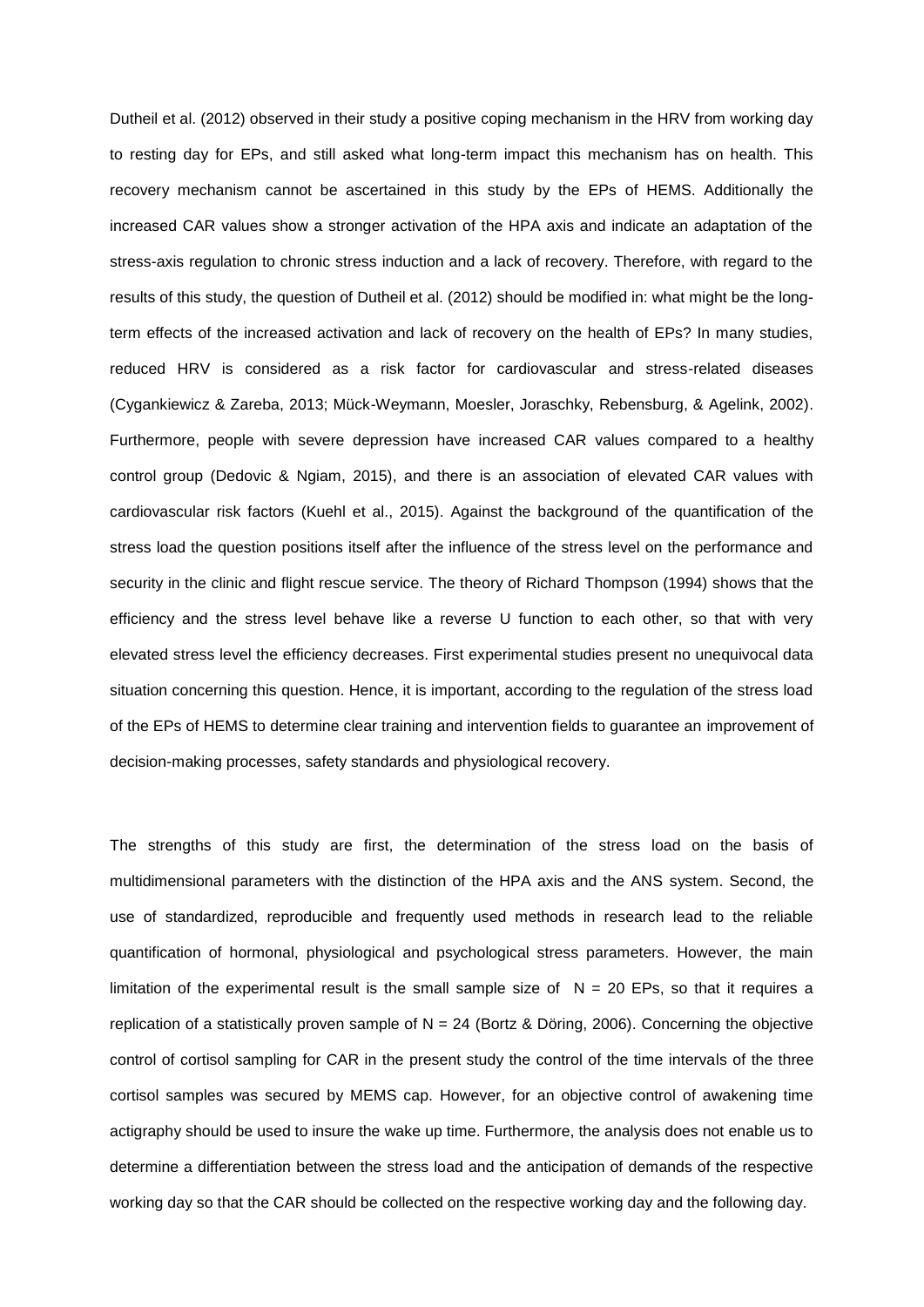Dutheil et al. (2012) observed in their study a positive coping mechanism in the HRV from working day to resting day for EPs, and still asked what long-term impact this mechanism has on health. This recovery mechanism cannot be ascertained in this study by the EPs of HEMS. Additionally the increased CAR values show a stronger activation of the HPA axis and indicate an adaptation of the stress-axis regulation to chronic stress induction and a lack of recovery. Therefore, with regard to the results of this study, the question of Dutheil et al. (2012) should be modified in: what might be the long-term effects of the increased activation and lack of recovery on the health of EPs? In many studies, reduced HRV is considered as a risk factor for cardiovascular and stress-related diseases (Cygankiewicz & Zareba, 2013; Mück-Weymann, Moesler, Joraschky, Rebensburg, & Agelink, 2002). Furthermore, people with severe depression have increased CAR values compared to a healthy control group (Dedovic & Ngiam, 2015), and there is an association of elevated CAR values with cardiovascular risk factors (Kuehl et al., 2015). Against the background of the quantification of the stress load the question positions itself after the influence of the stress level on the performance and security in the clinic and flight rescue service. The theory of Richard Thompson (1994) shows that the efficiency and the stress level behave like a reverse U function to each other, so that with very elevated stress level the efficiency decreases. First experimental studies present no unequivocal data situation concerning this question. Hence, it is important, according to the regulation of the stress load of the EPs of HEMS to determine clear training and intervention fields to guarantee an improvement of decision-making processes, safety standards and physiological recovery.

The strengths of this study are first, the determination of the stress load on the basis of multidimensional parameters with the distinction of the HPA axis and the ANS system. Second, the use of standardized, reproducible and frequently used methods in research lead to the reliable quantification of hormonal, physiological and psychological stress parameters. However, the main limitation of the experimental result is the small sample size of $N = 20$ EPs, so that it requires a replication of a statistically proven sample of $N = 24$ (Bortz & Döring, 2006). Concerning the objective control of cortisol sampling for CAR in the present study the control of the time intervals of the three cortisol samples was secured by MEMS cap. However, for an objective control of awakening time actigraphy should be used to insure the wake up time. Furthermore, the analysis does not enable us to determine a differentiation between the stress load and the anticipation of demands of the respective working day so that the CAR should be collected on the respective working day and the following day.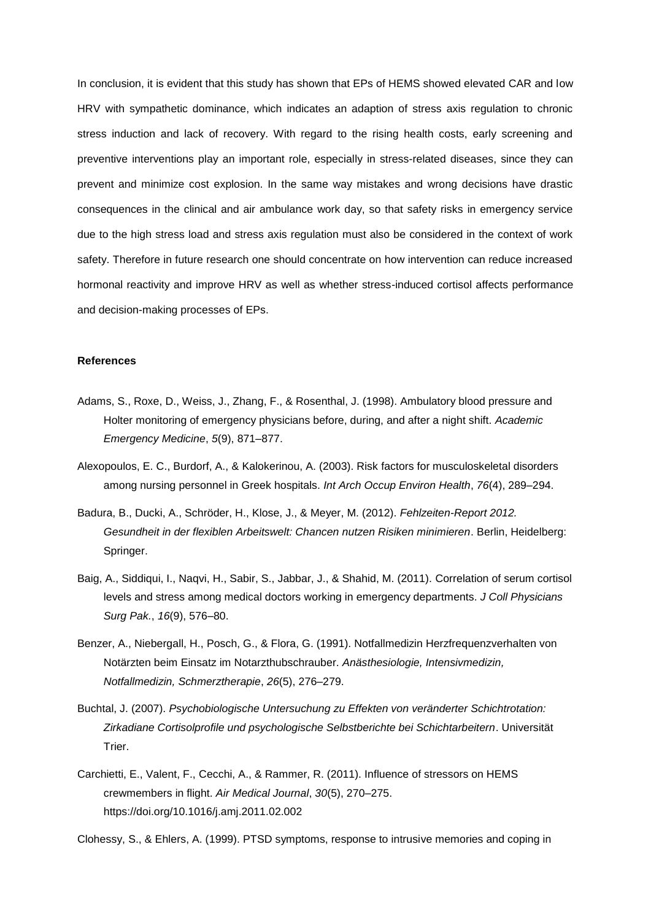In conclusion, it is evident that this study has shown that EPs of HEMS showed elevated CAR and low HRV with sympathetic dominance, which indicates an adaption of stress axis regulation to chronic stress induction and lack of recovery. With regard to the rising health costs, early screening and preventive interventions play an important role, especially in stress-related diseases, since they can prevent and minimize cost explosion. In the same way mistakes and wrong decisions have drastic consequences in the clinical and air ambulance work day, so that safety risks in emergency service due to the high stress load and stress axis regulation must also be considered in the context of work safety. Therefore in future research one should concentrate on how intervention can reduce increased hormonal reactivity and improve HRV as well as whether stress-induced cortisol affects performance and decision-making processes of EPs.

#### References

Adams, S., Roxe, D., Weiss, J., Zhang, F., & Rosenthal, J. (1998). Ambulatory blood pressure and Holter monitoring of emergency physicians before, during, and after a night shift. *Academic Emergency Medicine*, *5*(9), 871–877.

Alexopoulos, E. C., Burdorf, A., & Kalokerinou, A. (2003). Risk factors for musculoskeletal disorders among nursing personnel in Greek hospitals. *Int Arch Occup Environ Health*, *76*(4), 289–294.

Badura, B., Ducki, A., Schröder, H., Klose, J., & Meyer, M. (2012). *Fehlzeiten-Report 2012. Gesundheit in der flexiblen Arbeitswelt: Chancen nutzen Risiken minimieren*. Berlin, Heidelberg: Springer.

Baig, A., Siddiqui, I., Naqvi, H., Sabir, S., Jabbar, J., & Shahid, M. (2011). Correlation of serum cortisol levels and stress among medical doctors working in emergency departments. *J Coll Physicians Surg Pak.*, *16*(9), 576–80.

Benzer, A., Niebergall, H., Posch, G., & Flora, G. (1991). Notfallmedizin Herzfrequenzverhalten von Notärzten beim Einsatz im Notarzthubschrauber. *Anästhesiologie, Intensivmedizin, Notfallmedizin, Schmerztherapie*, *26*(5), 276–279.

Buchtal, J. (2007). *Psychobiologische Untersuchung zu Effekten von veränderter Schichtrotation: Zirkadiane Cortisolprofile und psychologische Selbstberichte bei Schichtarbeitern*. Universität Trier.

Carchietti, E., Valent, F., Cecchi, A., & Rammer, R. (2011). Influence of stressors on HEMS crewmembers in flight. *Air Medical Journal*, *30*(5), 270–275. https://doi.org/10.1016/j.amj.2011.02.002

Clohessy, S., & Ehlers, A. (1999). PTSD symptoms, response to intrusive memories and coping in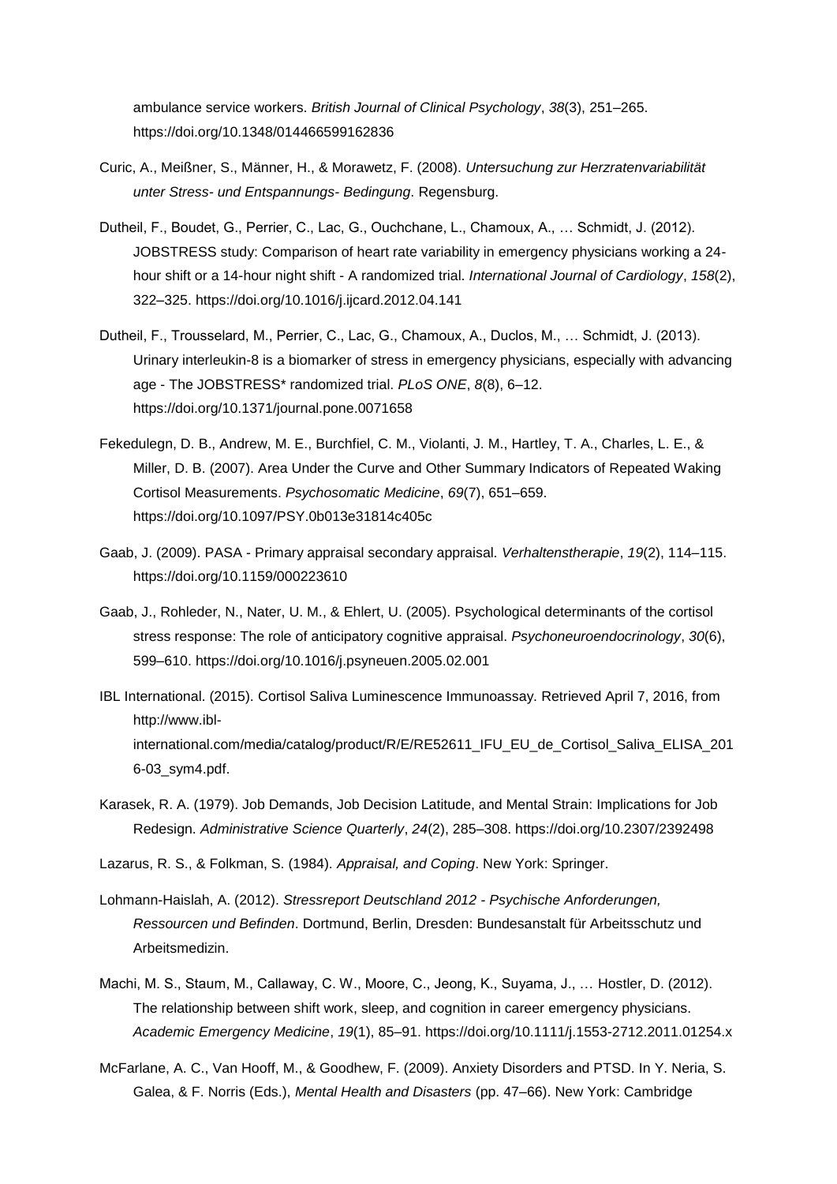ambulance service workers. *British Journal of Clinical Psychology*, *38*(3), 251–265. https://doi.org/10.1348/014466599162836

Curic, A., Meißner, S., Männer, H., & Morawetz, F. (2008). *Untersuchung zur Herzratenvariabilität unter Stress- und Entspannungs- Bedingung*. Regensburg.

Dutheil, F., Boudet, G., Perrier, C., Lac, G., Ouchchane, L., Chamoux, A., … Schmidt, J. (2012). JOBSTRESS study: Comparison of heart rate variability in emergency physicians working a 24-hour shift or a 14-hour night shift - A randomized trial. *International Journal of Cardiology*, *158*(2), 322–325. https://doi.org/10.1016/j.ijcard.2012.04.141

Dutheil, F., Trousselard, M., Perrier, C., Lac, G., Chamoux, A., Duclos, M., … Schmidt, J. (2013). Urinary interleukin-8 is a biomarker of stress in emergency physicians, especially with advancing age - The JOBSTRESS* randomized trial. *PLoS ONE*, *8*(8), 6–12. https://doi.org/10.1371/journal.pone.0071658

Fekedulegn, D. B., Andrew, M. E., Burchfiel, C. M., Violanti, J. M., Hartley, T. A., Charles, L. E., & Miller, D. B. (2007). Area Under the Curve and Other Summary Indicators of Repeated Waking Cortisol Measurements. *Psychosomatic Medicine*, *69*(7), 651–659. https://doi.org/10.1097/PSY.0b013e31814c405c

Gaab, J. (2009). PASA - Primary appraisal secondary appraisal. *Verhaltenstherapie*, *19*(2), 114–115. https://doi.org/10.1159/000223610

Gaab, J., Rohleder, N., Nater, U. M., & Ehlert, U. (2005). Psychological determinants of the cortisol stress response: The role of anticipatory cognitive appraisal. *Psychoneuroendocrinology*, *30*(6), 599–610. https://doi.org/10.1016/j.psyneuen.2005.02.001

IBL International. (2015). Cortisol Saliva Luminescence Immunoassay. Retrieved April 7, 2016, from http://www.ibl-international.com/media/catalog/product/R/E/RE52611_IFU_EU_de_Cortisol_Saliva_ELISA_2016-03_sym4.pdf.

Karasek, R. A. (1979). Job Demands, Job Decision Latitude, and Mental Strain: Implications for Job Redesign. *Administrative Science Quarterly*, *24*(2), 285–308. https://doi.org/10.2307/2392498

Lazarus, R. S., & Folkman, S. (1984). *Appraisal, and Coping*. New York: Springer.

Lohmann-Haislah, A. (2012). *Stressreport Deutschland 2012 - Psychische Anforderungen, Ressourcen und Befinden*. Dortmund, Berlin, Dresden: Bundesanstalt für Arbeitsschutz und Arbeitsmedizin.

Machi, M. S., Staum, M., Callaway, C. W., Moore, C., Jeong, K., Suyama, J., … Hostler, D. (2012). The relationship between shift work, sleep, and cognition in career emergency physicians. *Academic Emergency Medicine*, *19*(1), 85–91. https://doi.org/10.1111/j.1553-2712.2011.01254.x

McFarlane, A. C., Van Hooff, M., & Goodhew, F. (2009). Anxiety Disorders and PTSD. In Y. Neria, S. Galea, & F. Norris (Eds.), *Mental Health and Disasters* (pp. 47–66). New York: Cambridge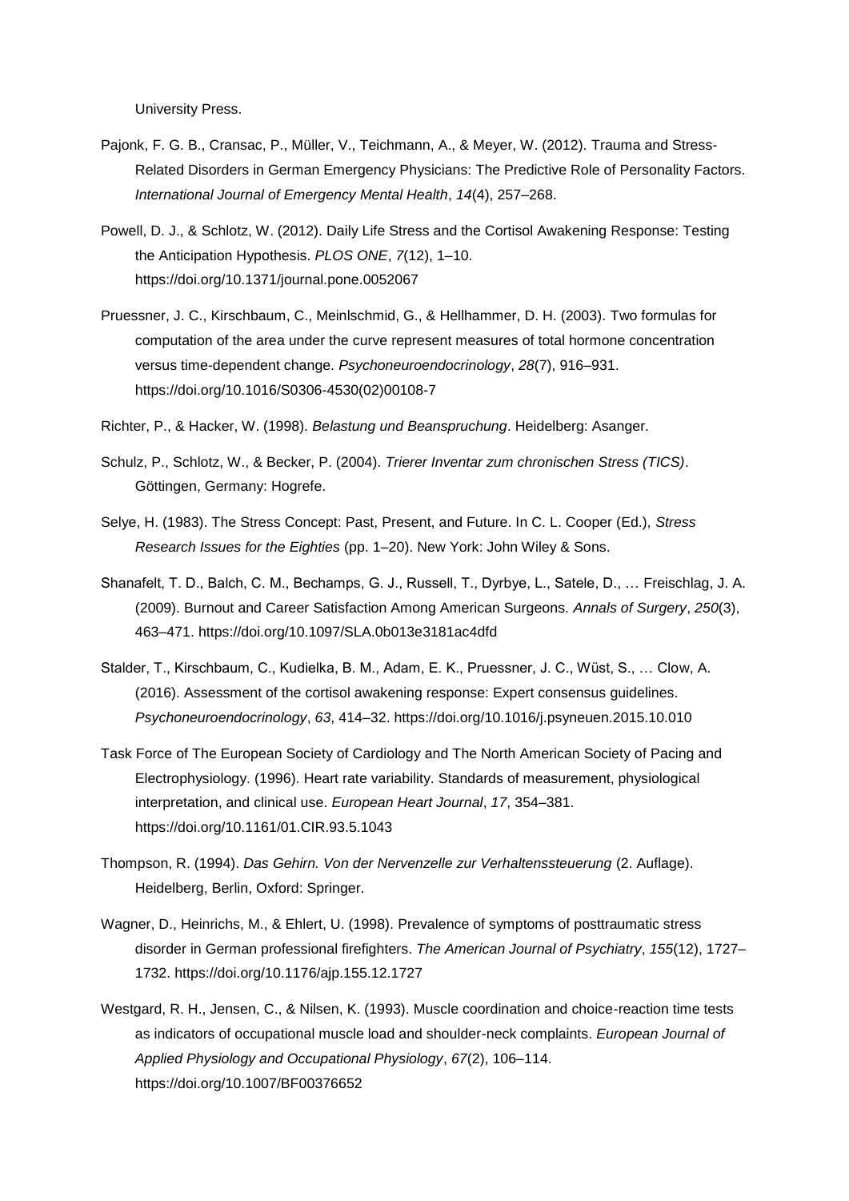University Press.

Pajonk, F. G. B., Cransac, P., Müller, V., Teichmann, A., & Meyer, W. (2012). Trauma and Stress-Related Disorders in German Emergency Physicians: The Predictive Role of Personality Factors. *International Journal of Emergency Mental Health*, *14*(4), 257–268.

Powell, D. J., & Schlotz, W. (2012). Daily Life Stress and the Cortisol Awakening Response: Testing the Anticipation Hypothesis. *PLOS ONE*, *7*(12), 1–10. https://doi.org/10.1371/journal.pone.0052067

Pruessner, J. C., Kirschbaum, C., Meinlschmid, G., & Hellhammer, D. H. (2003). Two formulas for computation of the area under the curve represent measures of total hormone concentration versus time-dependent change. *Psychoneuroendocrinology*, *28*(7), 916–931. https://doi.org/10.1016/S0306-4530(02)00108-7

Richter, P., & Hacker, W. (1998). *Belastung und Beanspruchung*. Heidelberg: Asanger.

Schulz, P., Schlotz, W., & Becker, P. (2004). *Trierer Inventar zum chronischen Stress (TICS)*. Göttingen, Germany: Hogrefe.

Selye, H. (1983). The Stress Concept: Past, Present, and Future. In C. L. Cooper (Ed.), *Stress Research Issues for the Eighties* (pp. 1–20). New York: John Wiley & Sons.

Shanafelt, T. D., Balch, C. M., Bechamps, G. J., Russell, T., Dyrbye, L., Satele, D., … Freischlag, J. A. (2009). Burnout and Career Satisfaction Among American Surgeons. *Annals of Surgery*, *250*(3), 463–471. https://doi.org/10.1097/SLA.0b013e3181ac4dfd

Stalder, T., Kirschbaum, C., Kudielka, B. M., Adam, E. K., Pruessner, J. C., Wüst, S., … Clow, A. (2016). Assessment of the cortisol awakening response: Expert consensus guidelines. *Psychoneuroendocrinology*, *63*, 414–32. https://doi.org/10.1016/j.psyneuen.2015.10.010

Task Force of The European Society of Cardiology and The North American Society of Pacing and Electrophysiology. (1996). Heart rate variability. Standards of measurement, physiological interpretation, and clinical use. *European Heart Journal*, *17*, 354–381. https://doi.org/10.1161/01.CIR.93.5.1043

Thompson, R. (1994). *Das Gehirn. Von der Nervenzelle zur Verhaltenssteuerung* (2. Auflage). Heidelberg, Berlin, Oxford: Springer.

Wagner, D., Heinrichs, M., & Ehlert, U. (1998). Prevalence of symptoms of posttraumatic stress disorder in German professional firefighters. *The American Journal of Psychiatry*, *155*(12), 1727–1732. https://doi.org/10.1176/ajp.155.12.1727

Westgard, R. H., Jensen, C., & Nilsen, K. (1993). Muscle coordination and choice-reaction time tests as indicators of occupational muscle load and shoulder-neck complaints. *European Journal of Applied Physiology and Occupational Physiology*, *67*(2), 106–114. https://doi.org/10.1007/BF00376652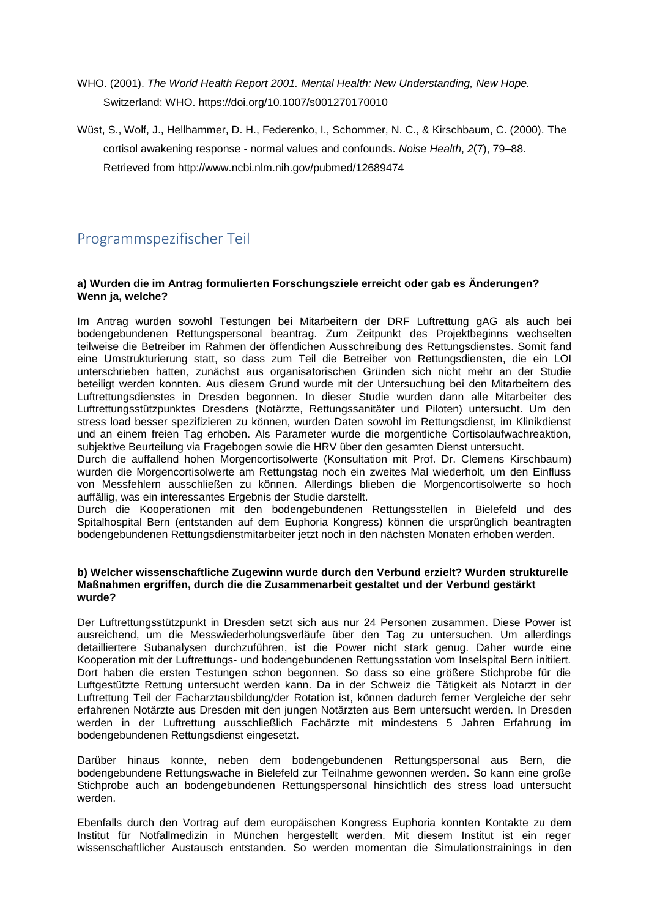WHO. (2001). *The World Health Report 2001. Mental Health: New Understanding, New Hope.* Switzerland: WHO. https://doi.org/10.1007/s001270170010

Wüst, S., Wolf, J., Hellhammer, D. H., Federenko, I., Schommer, N. C., & Kirschbaum, C. (2000). The cortisol awakening response - normal values and confounds. *Noise Health*, *2*(7), 79–88. Retrieved from http://www.ncbi.nlm.nih.gov/pubmed/12689474

## Programmspezifischer Teil

**a) Wurden die im Antrag formulierten Forschungsziele erreicht oder gab es Änderungen? Wenn ja, welche?**

Im Antrag wurden sowohl Testungen bei Mitarbeitern der DRF Luftrettung gAG als auch bei bodengebundenen Rettungspersonal beantrag. Zum Zeitpunkt des Projektbeginns wechselten teilweise die Betreiber im Rahmen der öffentlichen Ausschreibung des Rettungsdienstes. Somit fand eine Umstrukturierung statt, so dass zum Teil die Betreiber von Rettungsdiensten, die ein LOI unterschrieben hatten, zunächst aus organisatorischen Gründen sich nicht mehr an der Studie beteiligt werden konnten. Aus diesem Grund wurde mit der Untersuchung bei den Mitarbeitern des Luftrettungsdienstes in Dresden begonnen. In dieser Studie wurden dann alle Mitarbeiter des Luftrettungsstützpunktes Dresdens (Notärzte, Rettungssanitäter und Piloten) untersucht. Um den stress load besser spezifizieren zu können, wurden Daten sowohl im Rettungsdienst, im Klinikdienst und an einem freien Tag erhoben. Als Parameter wurde die morgentliche Cortisolaufwachreaktion, subjektive Beurteilung via Fragebogen sowie die HRV über den gesamten Dienst untersucht.
Durch die auffallend hohen Morgencortisolwerte (Konsultation mit Prof. Dr. Clemens Kirschbaum) wurden die Morgencortisolwerte am Rettungstag noch ein zweites Mal wiederholt, um den Einfluss von Messfehlern ausschließen zu können. Allerdings blieben die Morgencortisolwerte so hoch auffällig, was ein interessantes Ergebnis der Studie darstellt.
Durch die Kooperationen mit den bodengebundenen Rettungsstellen in Bielefeld und des Spitalhospital Bern (entstanden auf dem Euphoria Kongress) können die ursprünglich beantragten bodengebundenen Rettungsdienstmitarbeiter jetzt noch in den nächsten Monaten erhoben werden.

**b) Welcher wissenschaftliche Zugewinn wurde durch den Verbund erzielt? Wurden strukturelle Maßnahmen ergriffen, durch die die Zusammenarbeit gestaltet und der Verbund gestärkt wurde?**

Der Luftrettungsstützpunkt in Dresden setzt sich aus nur 24 Personen zusammen. Diese Power ist ausreichend, um die Messwiederholungsverläufe über den Tag zu untersuchen. Um allerdings detailliertere Subanalysen durchzuführen, ist die Power nicht stark genug. Daher wurde eine Kooperation mit der Luftrettungs- und bodengebundenen Rettungsstation vom Inselspital Bern initiiert. Dort haben die ersten Testungen schon begonnen. So dass so eine größere Stichprobe für die Luftgestützte Rettung untersucht werden kann. Da in der Schweiz die Tätigkeit als Notarzt in der Luftrettung Teil der Facharztausbildung/der Rotation ist, können dadurch ferner Vergleiche der sehr erfahrenen Notärzte aus Dresden mit den jungen Notärzten aus Bern untersucht werden. In Dresden werden in der Luftrettung ausschließlich Fachärzte mit mindestens 5 Jahren Erfahrung im bodengebundenen Rettungsdienst eingesetzt.

Darüber hinaus konnte, neben dem bodengebundenen Rettungspersonal aus Bern, die bodengebundene Rettungswache in Bielefeld zur Teilnahme gewonnen werden. So kann eine große Stichprobe auch an bodengebundenen Rettungspersonal hinsichtlich des stress load untersucht werden.

Ebenfalls durch den Vortrag auf dem europäischen Kongress Euphoria konnten Kontakte zu dem Institut für Notfallmedizin in München hergestellt werden. Mit diesem Institut ist ein reger wissenschaftlicher Austausch entstanden. So werden momentan die Simulationstrainings in den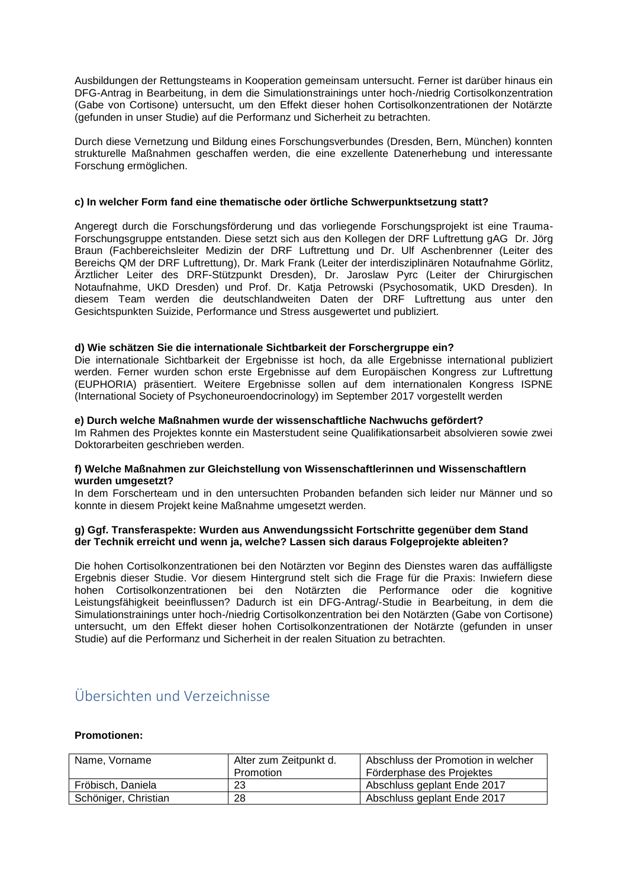Ausbildungen der Rettungsteams in Kooperation gemeinsam untersucht. Ferner ist darüber hinaus ein DFG-Antrag in Bearbeitung, in dem die Simulationstrainings unter hoch-/niedrig Cortisolkonzentration (Gabe von Cortisone) untersucht, um den Effekt dieser hohen Cortisolkonzentrationen der Notärzte (gefunden in unser Studie) auf die Performanz und Sicherheit zu betrachten.

Durch diese Vernetzung und Bildung eines Forschungsverbundes (Dresden, Bern, München) konnten strukturelle Maßnahmen geschaffen werden, die eine exzellente Datenerhebung und interessante Forschung ermöglichen.

**c) In welcher Form fand eine thematische oder örtliche Schwerpunktsetzung statt?**

Angeregt durch die Forschungsförderung und das vorliegende Forschungsprojekt ist eine Trauma-Forschungsgruppe entstanden. Diese setzt sich aus den Kollegen der DRF Luftrettung gAG Dr. Jörg Braun (Fachbereichsleiter Medizin der DRF Luftrettung und Dr. Ulf Aschenbrenner (Leiter des Bereichs QM der DRF Luftrettung), Dr. Mark Frank (Leiter der interdisziplinären Notaufnahme Görlitz, Ärztlicher Leiter des DRF-Stützpunkt Dresden), Dr. Jaroslaw Pyrc (Leiter der Chirurgischen Notaufnahme, UKD Dresden) und Prof. Dr. Katja Petrowski (Psychosomatik, UKD Dresden). In diesem Team werden die deutschlandweiten Daten der DRF Luftrettung aus unter den Gesichtspunkten Suizide, Performance und Stress ausgewertet und publiziert.

**d) Wie schätzen Sie die internationale Sichtbarkeit der Forschergruppe ein?**

Die internationale Sichtbarkeit der Ergebnisse ist hoch, da alle Ergebnisse international publiziert werden. Ferner wurden schon erste Ergebnisse auf dem Europäischen Kongress zur Luftrettung (EUPHORIA) präsentiert. Weitere Ergebnisse sollen auf dem internationalen Kongress ISPNE (International Society of Psychoneuroendocrinology) im September 2017 vorgestellt werden

**e) Durch welche Maßnahmen wurde der wissenschaftliche Nachwuchs gefördert?**

Im Rahmen des Projektes konnte ein Masterstudent seine Qualifikationsarbeit absolvieren sowie zwei Doktorarbeiten geschrieben werden.

**f) Welche Maßnahmen zur Gleichstellung von Wissenschaftlerinnen und Wissenschaftlern wurden umgesetzt?**

In dem Forscherteam und in den untersuchten Probanden befanden sich leider nur Männer und so konnte in diesem Projekt keine Maßnahme umgesetzt werden.

**g) Ggf. Transferaspekte: Wurden aus Anwendungssicht Fortschritte gegenüber dem Stand der Technik erreicht und wenn ja, welche? Lassen sich daraus Folgeprojekte ableiten?**

Die hohen Cortisolkonzentrationen bei den Notärzten vor Beginn des Dienstes waren das auffälligste Ergebnis dieser Studie. Vor diesem Hintergrund stelt sich die Frage für die Praxis: Inwiefern diese hohen Cortisolkonzentrationen bei den Notärzten die Performance oder die kognitive Leistungsfähigkeit beeinflussen? Dadurch ist ein DFG-Antrag/-Studie in Bearbeitung, in dem die Simulationstrainings unter hoch-/niedrig Cortisolkonzentration bei den Notärzten (Gabe von Cortisone) untersucht, um den Effekt dieser hohen Cortisolkonzentrationen der Notärzte (gefunden in unser Studie) auf die Performanz und Sicherheit in der realen Situation zu betrachten.

## Übersichten und Verzeichnisse

**Promotionen:**

| Name, Vorname | Alter zum Zeitpunkt d. Promotion | Abschluss der Promotion in welcher Förderphase des Projektes |
|---|---|---|
| Fröbisch, Daniela | 23 | Abschluss geplant Ende 2017 |
| Schöniger, Christian | 28 | Abschluss geplant Ende 2017 |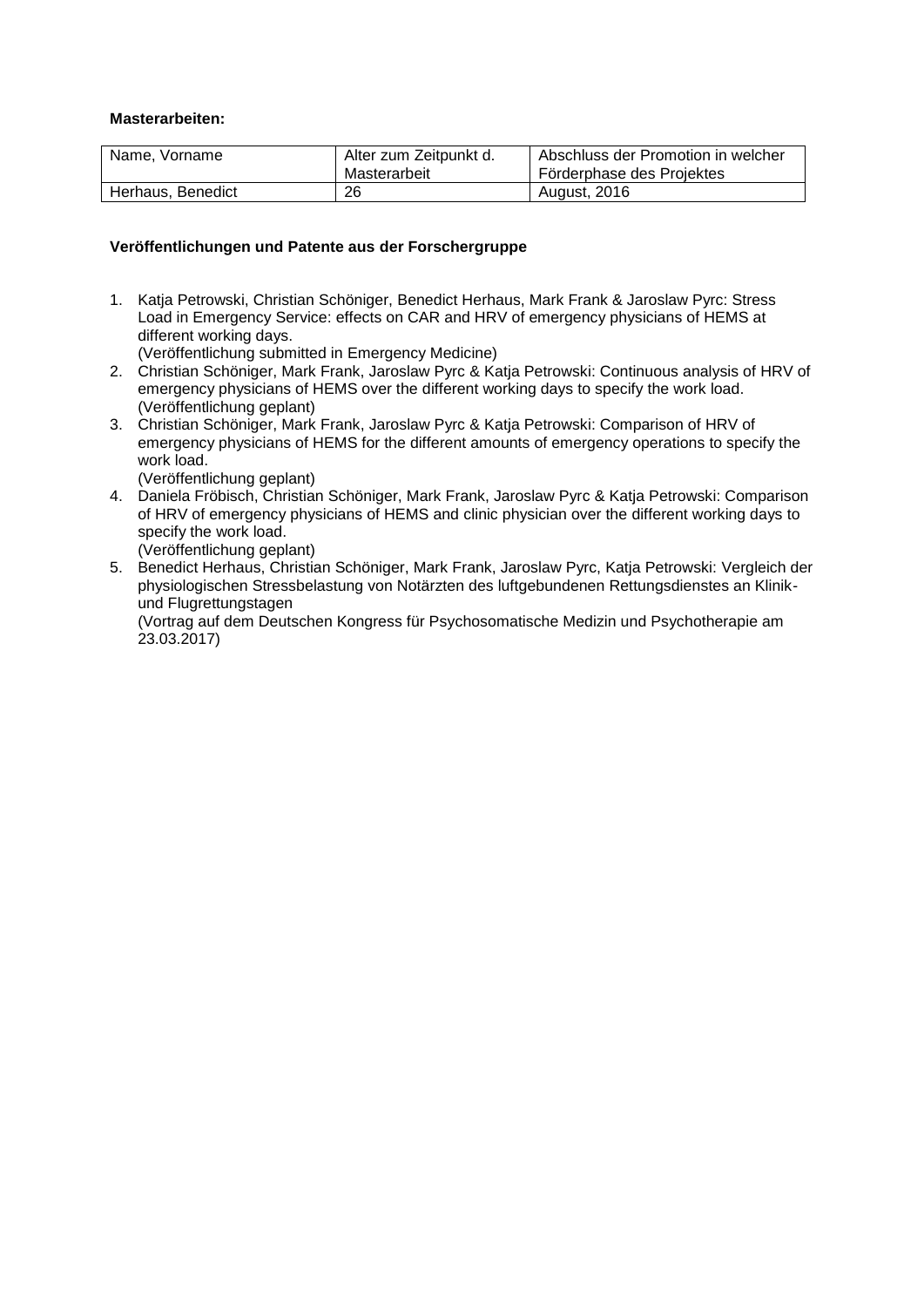**Masterarbeiten:**

| Name, Vorname | Alter zum Zeitpunkt d. Masterarbeit | Abschluss der Promotion in welcher Förderphase des Projektes |
|---|---|---|
| Herhaus, Benedict | 26 | August, 2016 |

**Veröffentlichungen und Patente aus der Forschergruppe**

1. Katja Petrowski, Christian Schöniger, Benedict Herhaus, Mark Frank & Jaroslaw Pyrc: Stress Load in Emergency Service: effects on CAR and HRV of emergency physicians of HEMS at different working days.
   (Veröffentlichung submitted in Emergency Medicine)
2. Christian Schöniger, Mark Frank, Jaroslaw Pyrc & Katja Petrowski: Continuous analysis of HRV of emergency physicians of HEMS over the different working days to specify the work load.
   (Veröffentlichung geplant)
3. Christian Schöniger, Mark Frank, Jaroslaw Pyrc & Katja Petrowski: Comparison of HRV of emergency physicians of HEMS for the different amounts of emergency operations to specify the work load.
   (Veröffentlichung geplant)
4. Daniela Fröbisch, Christian Schöniger, Mark Frank, Jaroslaw Pyrc & Katja Petrowski: Comparison of HRV of emergency physicians of HEMS and clinic physician over the different working days to specify the work load.
   (Veröffentlichung geplant)
5. Benedict Herhaus, Christian Schöniger, Mark Frank, Jaroslaw Pyrc, Katja Petrowski: Vergleich der physiologischen Stressbelastung von Notärzten des luftgebundenen Rettungsdienstes an Klinik- und Flugrettungstagen
   (Vortrag auf dem Deutschen Kongress für Psychosomatische Medizin und Psychotherapie am 23.03.2017)